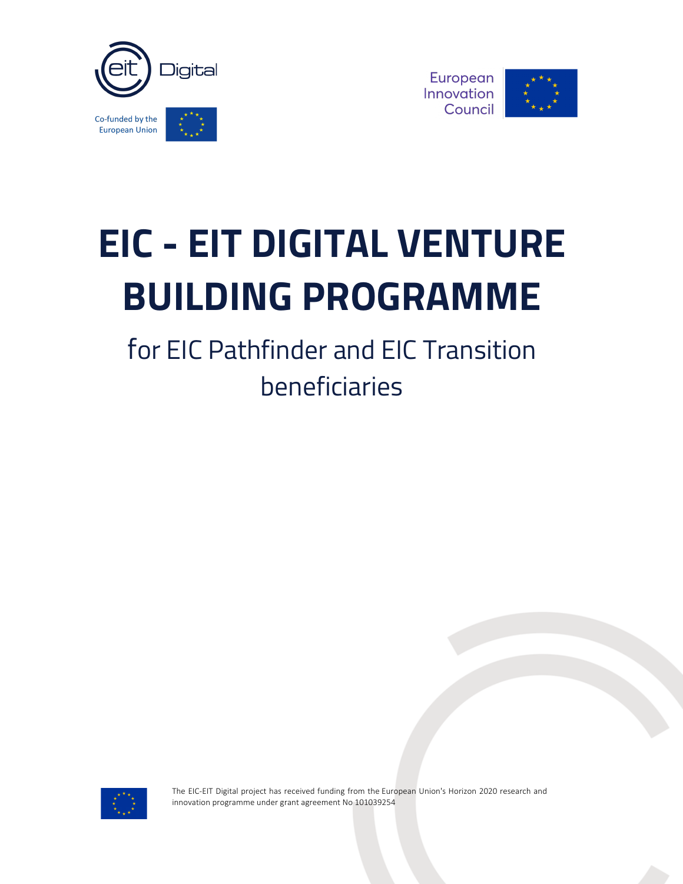EIT Digital

Co-funded by the European Union

European Innovation Council

# EIC - EIT DIGITAL VENTURE BUILDING PROGRAMME

## for EIC Pathfinder and EIC Transition beneficiaries

The EIC-EIT Digital project has received funding from the European Union's Horizon 2020 research and innovation programme under grant agreement No 101039254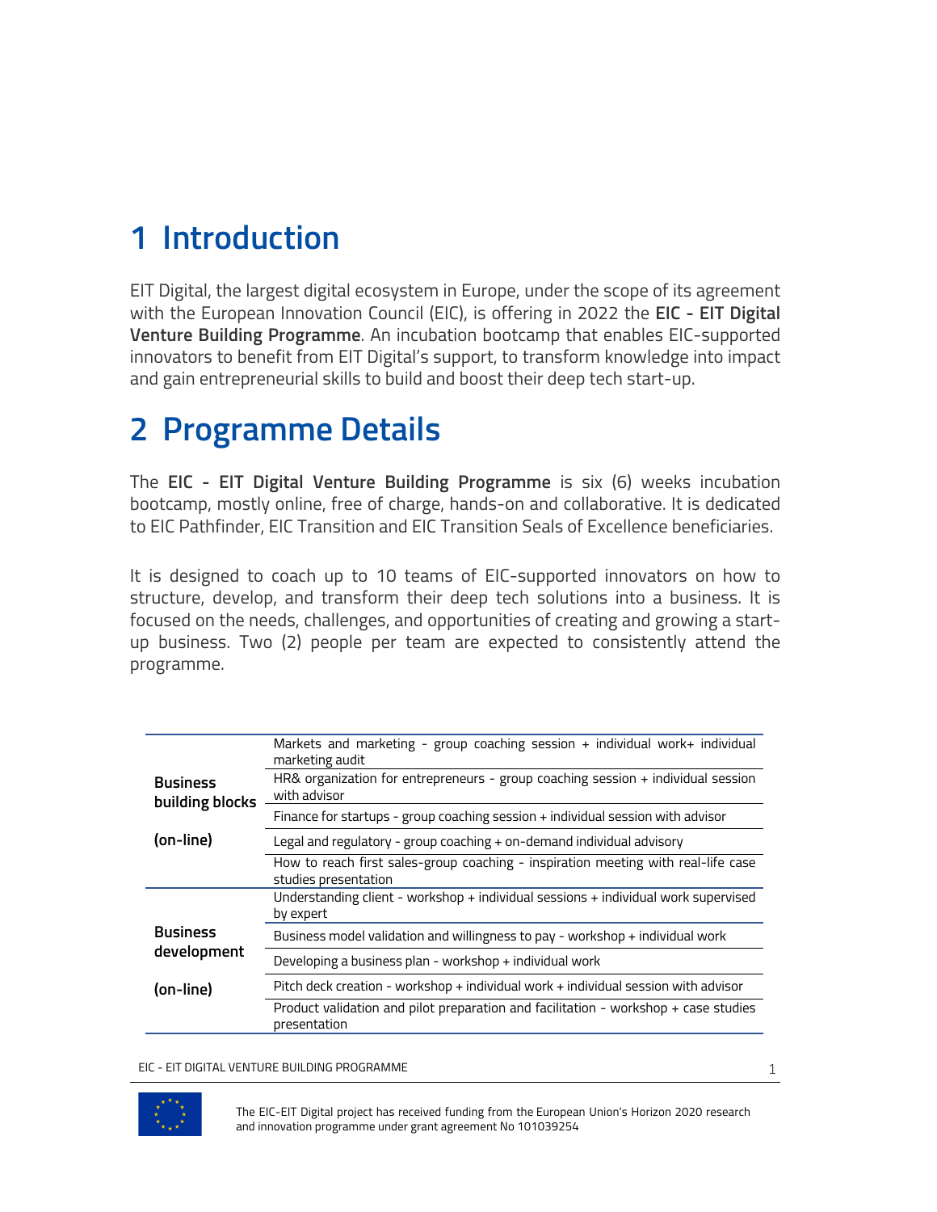# 1 Introduction

EIT Digital, the largest digital ecosystem in Europe, under the scope of its agreement with the European Innovation Council (EIC), is offering in 2022 the **EIC - EIT Digital Venture Building Programme**. An incubation bootcamp that enables EIC-supported innovators to benefit from EIT Digital's support, to transform knowledge into impact and gain entrepreneurial skills to build and boost their deep tech start-up.

# 2 Programme Details

The **EIC - EIT Digital Venture Building Programme** is six (6) weeks incubation bootcamp, mostly online, free of charge, hands-on and collaborative. It is dedicated to EIC Pathfinder, EIC Transition and EIC Transition Seals of Excellence beneficiaries.

It is designed to coach up to 10 teams of EIC-supported innovators on how to structure, develop, and transform their deep tech solutions into a business. It is focused on the needs, challenges, and opportunities of creating and growing a start-up business. Two (2) people per team are expected to consistently attend the programme.

| | |
|---|---|
| **Business building blocks (on-line)** | Markets and marketing - group coaching session + individual work+ individual marketing audit |
| | HR& organization for entrepreneurs - group coaching session + individual session with advisor |
| | Finance for startups - group coaching session + individual session with advisor |
| | Legal and regulatory - group coaching + on-demand individual advisory |
| | How to reach first sales-group coaching - inspiration meeting with real-life case studies presentation |
| **Business development (on-line)** | Understanding client - workshop + individual sessions + individual work supervised by expert |
| | Business model validation and willingness to pay - workshop + individual work |
| | Developing a business plan - workshop + individual work |
| | Pitch deck creation - workshop + individual work + individual session with advisor |
| | Product validation and pilot preparation and facilitation - workshop + case studies presentation |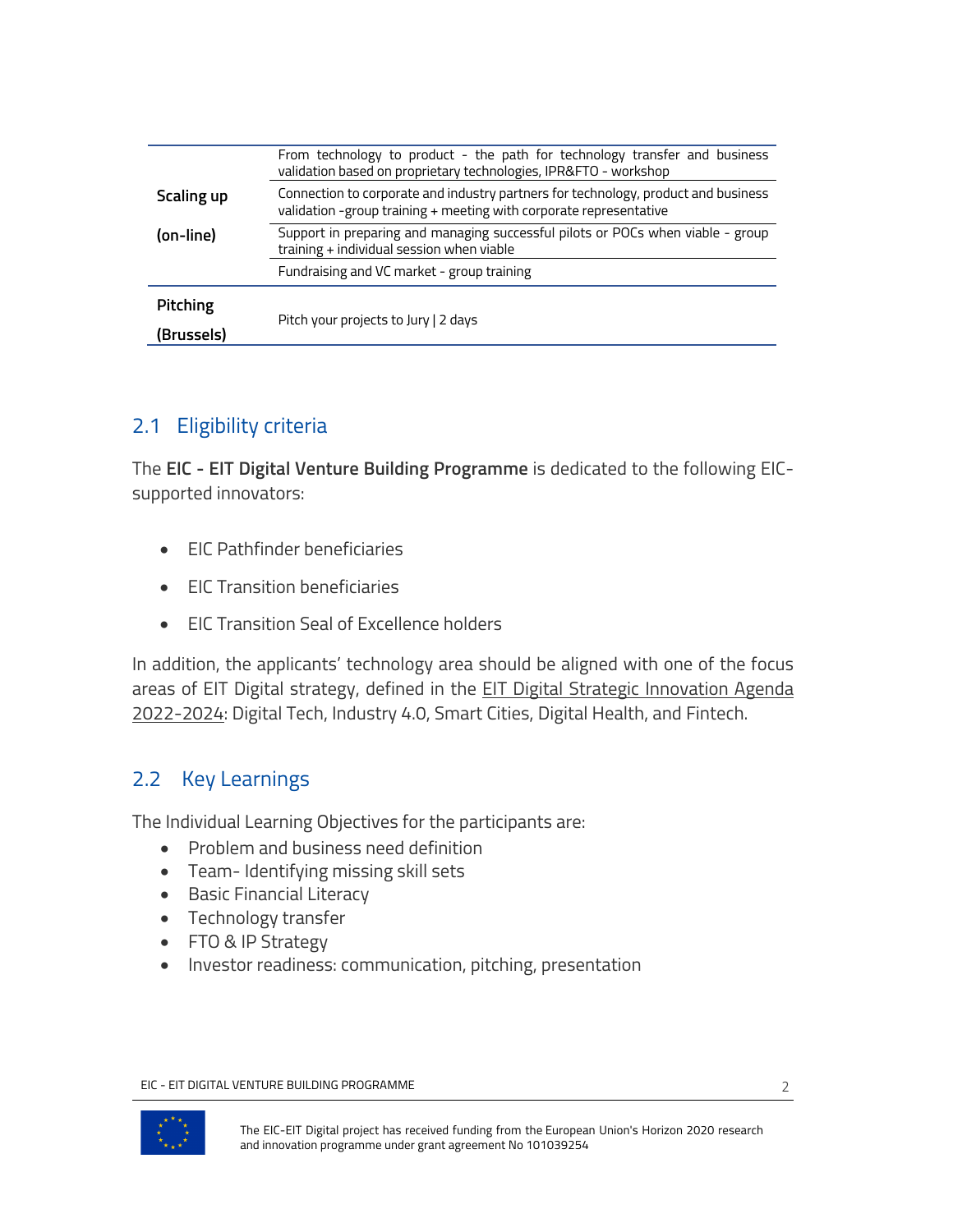| | |
|---|---|
| **Scaling up (on-line)** | From technology to product - the path for technology transfer and business validation based on proprietary technologies, IPR&FTO - workshop |
| | Connection to corporate and industry partners for technology, product and business validation -group training + meeting with corporate representative |
| | Support in preparing and managing successful pilots or POCs when viable - group training + individual session when viable |
| | Fundraising and VC market - group training |
| **Pitching (Brussels)** | Pitch your projects to Jury \| 2 days |

## 2.1 Eligibility criteria

The **EIC - EIT Digital Venture Building Programme** is dedicated to the following EIC-supported innovators:

- EIC Pathfinder beneficiaries
- EIC Transition beneficiaries
- EIC Transition Seal of Excellence holders

In addition, the applicants' technology area should be aligned with one of the focus areas of EIT Digital strategy, defined in the EIT Digital Strategic Innovation Agenda 2022-2024: Digital Tech, Industry 4.0, Smart Cities, Digital Health, and Fintech.

## 2.2 Key Learnings

The Individual Learning Objectives for the participants are:

- Problem and business need definition
- Team- Identifying missing skill sets
- Basic Financial Literacy
- Technology transfer
- FTO & IP Strategy
- Investor readiness: communication, pitching, presentation

The EIC-EIT Digital project has received funding from the European Union's Horizon 2020 research and innovation programme under grant agreement No 101039254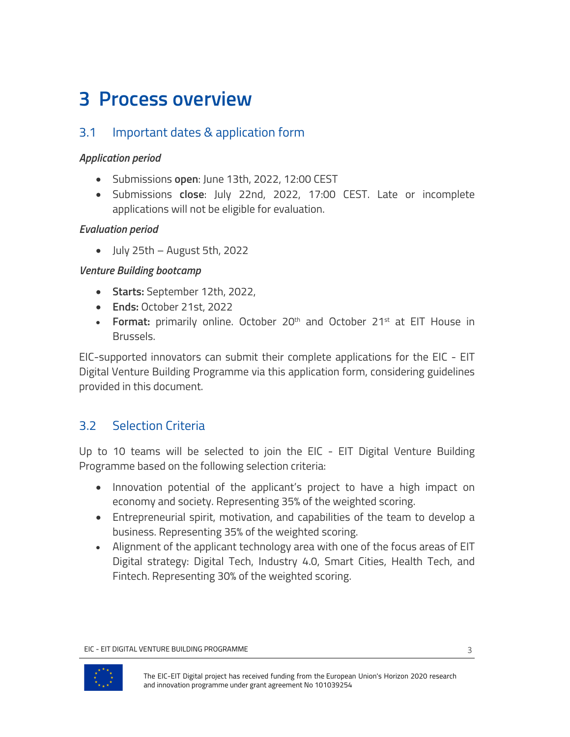# 3 Process overview

## 3.1 Important dates & application form

***Application period***

- Submissions **open**: June 13th, 2022, 12:00 CEST
- Submissions **close**: July 22nd, 2022, 17:00 CEST. Late or incomplete applications will not be eligible for evaluation.

***Evaluation period***

- July 25th – August 5th, 2022

***Venture Building bootcamp***

- **Starts:** September 12th, 2022,
- **Ends:** October 21st, 2022
- **Format:** primarily online. October 20th and October 21st at EIT House in Brussels.

EIC-supported innovators can submit their complete applications for the EIC - EIT Digital Venture Building Programme via this application form, considering guidelines provided in this document.

## 3.2 Selection Criteria

Up to 10 teams will be selected to join the EIC - EIT Digital Venture Building Programme based on the following selection criteria:

- Innovation potential of the applicant's project to have a high impact on economy and society. Representing 35% of the weighted scoring.
- Entrepreneurial spirit, motivation, and capabilities of the team to develop a business. Representing 35% of the weighted scoring.
- Alignment of the applicant technology area with one of the focus areas of EIT Digital strategy: Digital Tech, Industry 4.0, Smart Cities, Health Tech, and Fintech. Representing 30% of the weighted scoring.

The EIC-EIT Digital project has received funding from the European Union's Horizon 2020 research and innovation programme under grant agreement No 101039254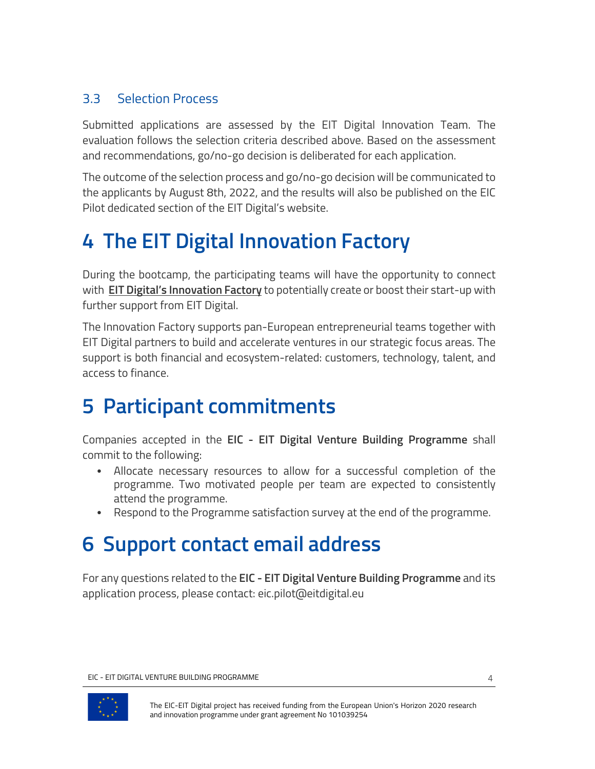### 3.3 Selection Process

Submitted applications are assessed by the EIT Digital Innovation Team. The evaluation follows the selection criteria described above. Based on the assessment and recommendations, go/no-go decision is deliberated for each application.

The outcome of the selection process and go/no-go decision will be communicated to the applicants by August 8th, 2022, and the results will also be published on the EIC Pilot dedicated section of the EIT Digital's website.

# 4 The EIT Digital Innovation Factory

During the bootcamp, the participating teams will have the opportunity to connect with **EIT Digital's Innovation Factory** to potentially create or boost their start-up with further support from EIT Digital.

The Innovation Factory supports pan-European entrepreneurial teams together with EIT Digital partners to build and accelerate ventures in our strategic focus areas. The support is both financial and ecosystem-related: customers, technology, talent, and access to finance.

# 5 Participant commitments

Companies accepted in the **EIC - EIT Digital Venture Building Programme** shall commit to the following:

- Allocate necessary resources to allow for a successful completion of the programme. Two motivated people per team are expected to consistently attend the programme.
- Respond to the Programme satisfaction survey at the end of the programme.

# 6 Support contact email address

For any questions related to the **EIC - EIT Digital Venture Building Programme** and its application process, please contact: eic.pilot@eitdigital.eu

The EIC-EIT Digital project has received funding from the European Union's Horizon 2020 research and innovation programme under grant agreement No 101039254